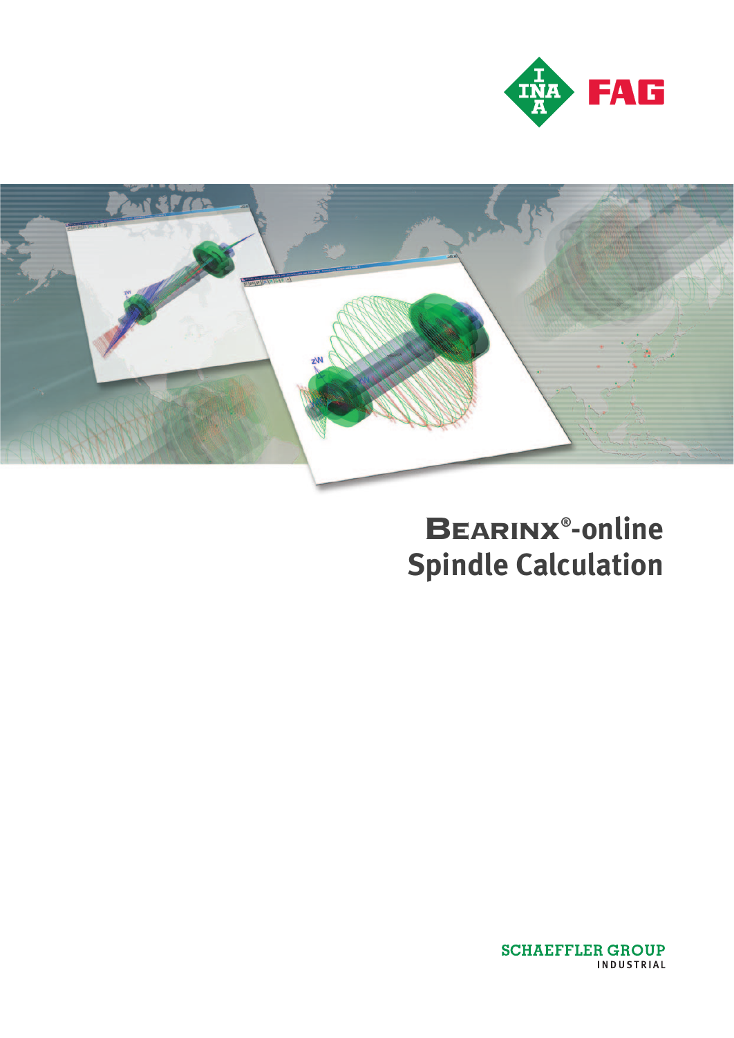INA FAG

# BEARINX®-online Spindle Calculation

SCHAEFFLER GROUP
INDUSTRIAL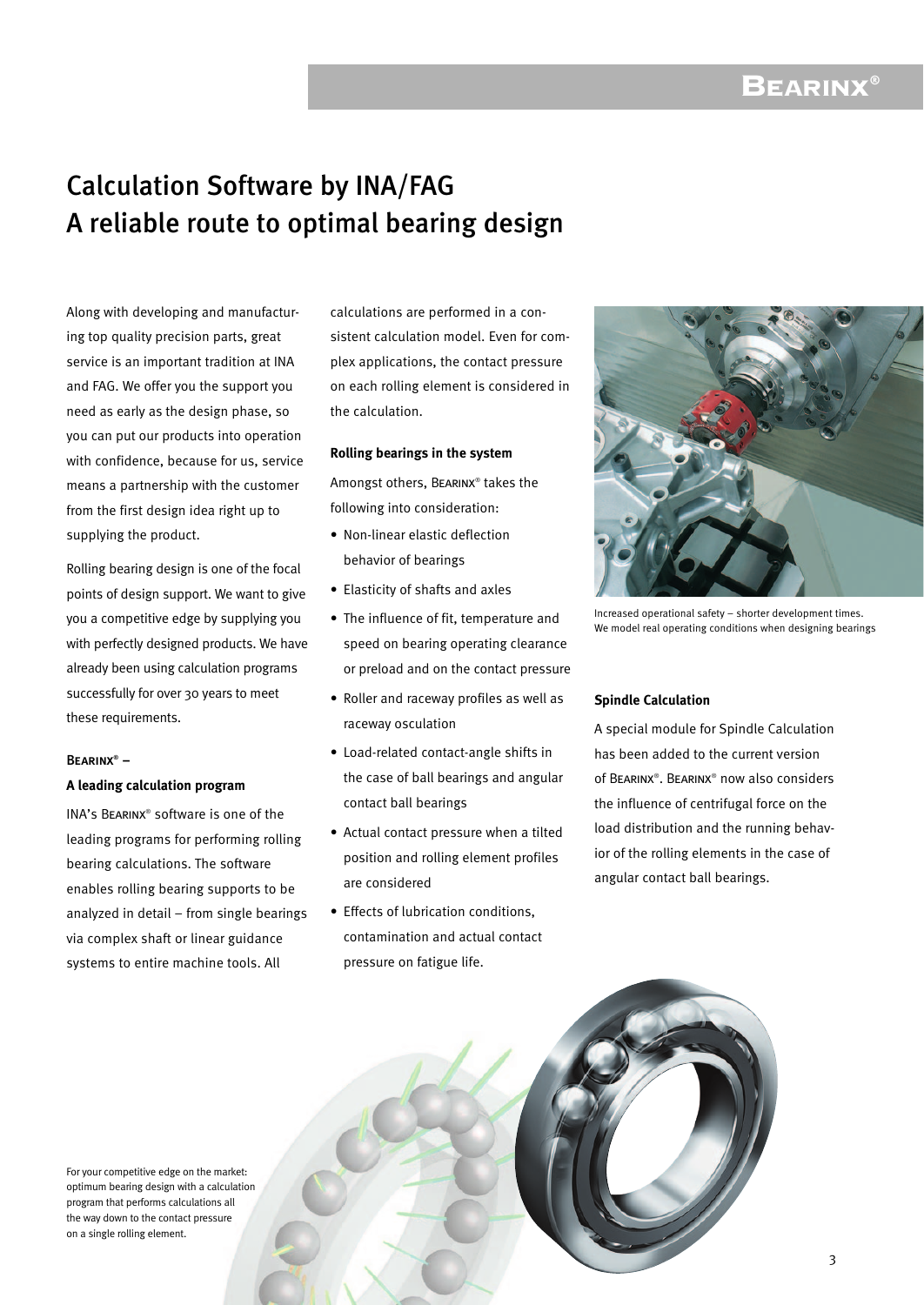# Calculation Software by INA/FAG
## A reliable route to optimal bearing design

Along with developing and manufacturing top quality precision parts, great service is an important tradition at INA and FAG. We offer you the support you need as early as the design phase, so you can put our products into operation with confidence, because for us, service means a partnership with the customer from the first design idea right up to supplying the product.

Rolling bearing design is one of the focal points of design support. We want to give you a competitive edge by supplying you with perfectly designed products. We have already been using calculation programs successfully for over 30 years to meet these requirements.

### BEARINX® – A leading calculation program

INA's BEARINX® software is one of the leading programs for performing rolling bearing calculations. The software enables rolling bearing supports to be analyzed in detail – from single bearings via complex shaft or linear guidance systems to entire machine tools. All calculations are performed in a consistent calculation model. Even for complex applications, the contact pressure on each rolling element is considered in the calculation.

### Rolling bearings in the system

Amongst others, BEARINX® takes the following into consideration:

- Non-linear elastic deflection behavior of bearings
- Elasticity of shafts and axles
- The influence of fit, temperature and speed on bearing operating clearance or preload and on the contact pressure
- Roller and raceway profiles as well as raceway osculation
- Load-related contact-angle shifts in the case of ball bearings and angular contact ball bearings
- Actual contact pressure when a tilted position and rolling element profiles are considered
- Effects of lubrication conditions, contamination and actual contact pressure on fatigue life.

Increased operational safety – shorter development times. We model real operating conditions when designing bearings

### Spindle Calculation

A special module for Spindle Calculation has been added to the current version of BEARINX®. BEARINX® now also considers the influence of centrifugal force on the load distribution and the running behavior of the rolling elements in the case of angular contact ball bearings.

For your competitive edge on the market: optimum bearing design with a calculation program that performs calculations all the way down to the contact pressure on a single rolling element.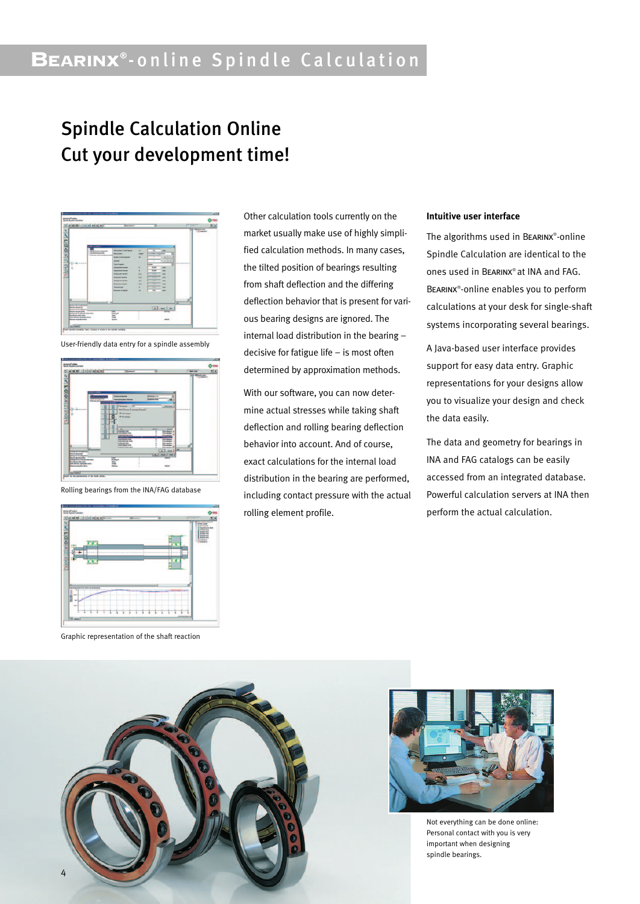# Spindle Calculation Online
# Cut your development time!

User-friendly data entry for a spindle assembly

Rolling bearings from the INA/FAG database

Graphic representation of the shaft reaction

Other calculation tools currently on the market usually make use of highly simplified calculation methods. In many cases, the tilted position of bearings resulting from shaft deflection and the differing deflection behavior that is present for various bearing designs are ignored. The internal load distribution in the bearing – decisive for fatigue life – is most often determined by approximation methods.

With our software, you can now determine actual stresses while taking shaft deflection and rolling bearing deflection behavior into account. And of course, exact calculations for the internal load distribution in the bearing are performed, including contact pressure with the actual rolling element profile.

**Intuitive user interface**

The algorithms used in BEARINX®-online Spindle Calculation are identical to the ones used in BEARINX® at INA and FAG. BEARINX®-online enables you to perform calculations at your desk for single-shaft systems incorporating several bearings.

A Java-based user interface provides support for easy data entry. Graphic representations for your designs allow you to visualize your design and check the data easily.

The data and geometry for bearings in INA and FAG catalogs can be easily accessed from an integrated database. Powerful calculation servers at INA then perform the actual calculation.

Not everything can be done online: Personal contact with you is very important when designing spindle bearings.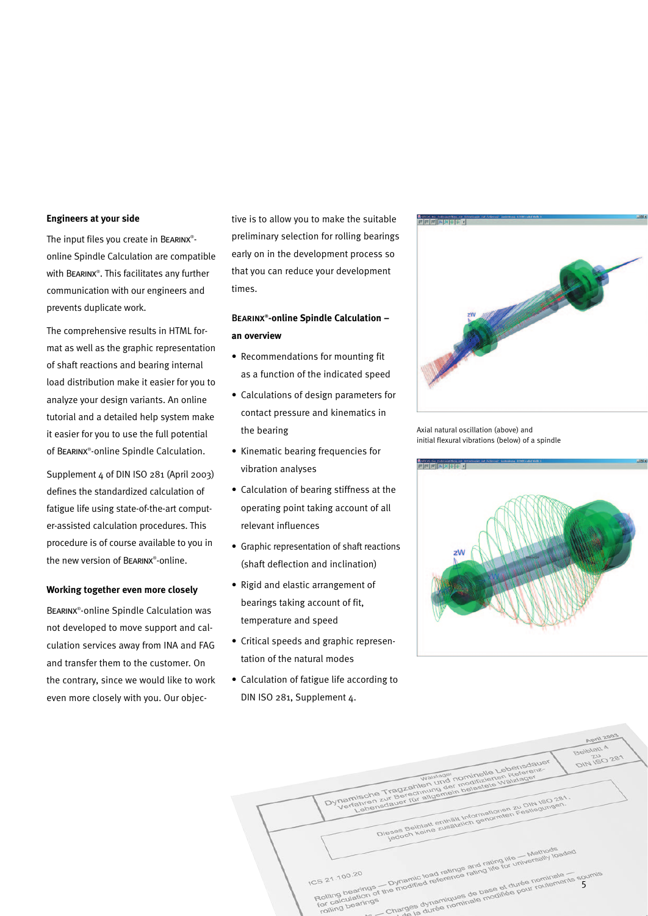### Engineers at your side

The input files you create in BEARINX®-online Spindle Calculation are compatible with BEARINX®. This facilitates any further communication with our engineers and prevents duplicate work.

The comprehensive results in HTML format as well as the graphic representation of shaft reactions and bearing internal load distribution make it easier for you to analyze your design variants. An online tutorial and a detailed help system make it easier for you to use the full potential of BEARINX®-online Spindle Calculation.

Supplement 4 of DIN ISO 281 (April 2003) defines the standardized calculation of fatigue life using state-of-the-art computer-assisted calculation procedures. This procedure is of course available to you in the new version of BEARINX®-online.

### Working together even more closely

BEARINX®-online Spindle Calculation was not developed to move support and calculation services away from INA and FAG and transfer them to the customer. On the contrary, since we would like to work even more closely with you. Our objective is to allow you to make the suitable preliminary selection for rolling bearings early on in the development process so that you can reduce your development times.

### BEARINX®-online Spindle Calculation – an overview

- Recommendations for mounting fit as a function of the indicated speed
- Calculations of design parameters for contact pressure and kinematics in the bearing
- Kinematic bearing frequencies for vibration analyses
- Calculation of bearing stiffness at the operating point taking account of all relevant influences
- Graphic representation of shaft reactions (shaft deflection and inclination)
- Rigid and elastic arrangement of bearings taking account of fit, temperature and speed
- Critical speeds and graphic representation of the natural modes
- Calculation of fatigue life according to DIN ISO 281, Supplement 4.

Axial natural oscillation (above) and initial flexural vibrations (below) of a spindle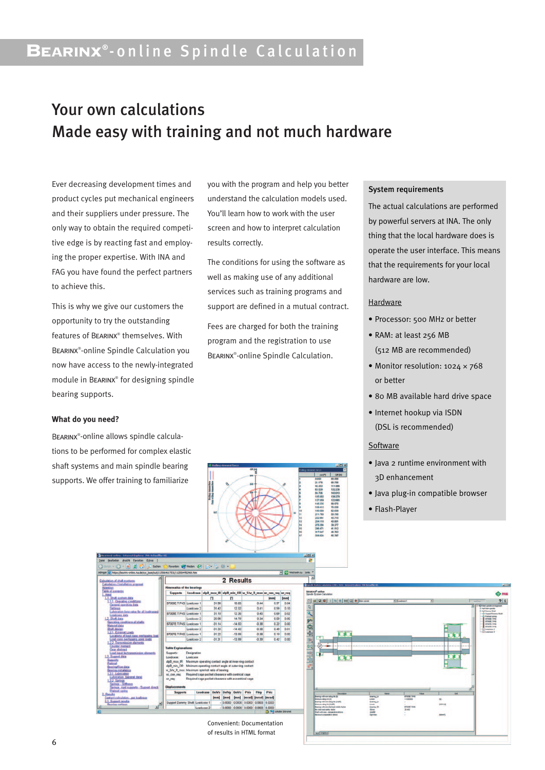# Your own calculations
# Made easy with training and not much hardware

Ever decreasing development times and product cycles put mechanical engineers and their suppliers under pressure. The only way to obtain the required competitive edge is by reacting fast and employing the proper expertise. With INA and FAG you have found the perfect partners to achieve this.

This is why we give our customers the opportunity to try the outstanding features of BEARINX® themselves. With BEARINX®-online Spindle Calculation you now have access to the newly-integrated module in BEARINX® for designing spindle bearing supports.

### What do you need?

BEARINX®-online allows spindle calculations to be performed for complex elastic shaft systems and main spindle bearing supports. We offer training to familiarize you with the program and help you better understand the calculation models used. You'll learn how to work with the user screen and how to interpret calculation results correctly.

The conditions for using the software as well as making use of any additional services such as training programs and support are defined in a mutual contract.

Fees are charged for both the training program and the registration to use BEARINX®-online Spindle Calculation.

### System requirements

The actual calculations are performed by powerful servers at INA. The only thing that the local hardware does is operate the user interface. This means that the requirements for your local hardware are low.

Hardware

- Processor: 500 MHz or better
- RAM: at least 256 MB (512 MB are recommended)
- Monitor resolution: 1024 × 768 or better
- 80 MB available hard drive space
- Internet hookup via ISDN (DSL is recommended)

Software

- Java 2 runtime environment with 3D enhancement
- Java plug-in compatible browser
- Flash-Player

Convenient: Documentation of results in HTML format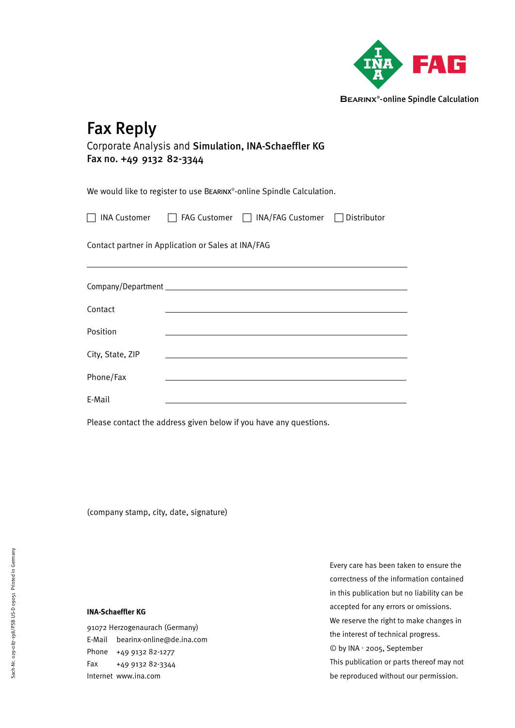BEARINX®-online Spindle Calculation

# Fax Reply

Corporate Analysis and **Simulation, INA-Schaeffler KG**
**Fax no. +49 9132 82-3344**

We would like to register to use BEARINX®-online Spindle Calculation.

☐ INA Customer ☐ FAG Customer ☐ INA/FAG Customer ☐ Distributor

Contact partner in Application or Sales at INA/FAG

\_\_\_\_\_\_\_\_\_\_\_\_\_\_\_\_\_\_\_\_\_\_\_\_\_\_\_\_\_\_\_\_\_\_\_\_\_\_\_\_

Company/Department \_\_\_\_\_\_\_\_\_\_\_\_\_\_\_\_\_\_\_\_\_\_\_\_\_\_\_\_

Contact \_\_\_\_\_\_\_\_\_\_\_\_\_\_\_\_\_\_\_\_\_\_\_\_\_\_\_\_

Position \_\_\_\_\_\_\_\_\_\_\_\_\_\_\_\_\_\_\_\_\_\_\_\_\_\_\_\_

City, State, ZIP \_\_\_\_\_\_\_\_\_\_\_\_\_\_\_\_\_\_\_\_\_\_\_\_\_\_\_\_

Phone/Fax \_\_\_\_\_\_\_\_\_\_\_\_\_\_\_\_\_\_\_\_\_\_\_\_\_\_\_\_

E-Mail \_\_\_\_\_\_\_\_\_\_\_\_\_\_\_\_\_\_\_\_\_\_\_\_\_\_\_\_

Please contact the address given below if you have any questions.

(company stamp, city, date, signature)

**INA-Schaeffler KG**

91072 Herzogenaurach (Germany)
E-Mail bearinx-online@de.ina.com
Phone +49 9132 82-1277
Fax +49 9132 82-3344
Internet www.ina.com

Every care has been taken to ensure the correctness of the information contained in this publication but no liability can be accepted for any errors or omissions. We reserve the right to make changes in the interest of technical progress.
© by INA · 2005, September
This publication or parts thereof may not be reproduced without our permission.

Sach-Nr. 029-087-198/PSB US-D 09051 Printed in Germany